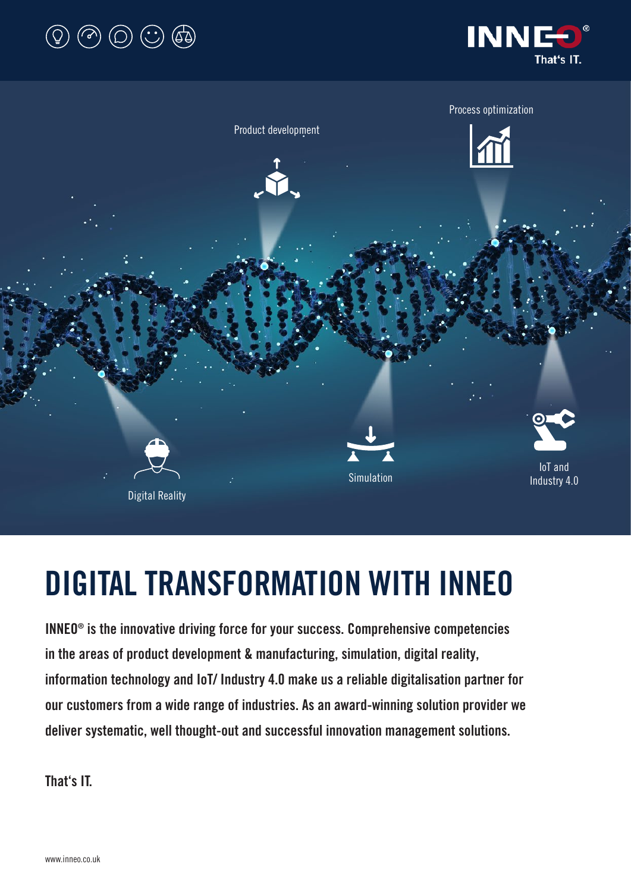INNEO® That's IT.

Product development

Process optimization

Digital Reality

Simulation

IoT and Industry 4.0

# DIGITAL TRANSFORMATION WITH INNEO

**INNEO® is the innovative driving force for your success. Comprehensive competencies in the areas of product development & manufacturing, simulation, digital reality, information technology and IoT/ Industry 4.0 make us a reliable digitalisation partner for our customers from a wide range of industries. As an award-winning solution provider we deliver systematic, well thought-out and successful innovation management solutions.**

**That's IT.**

www.inneo.co.uk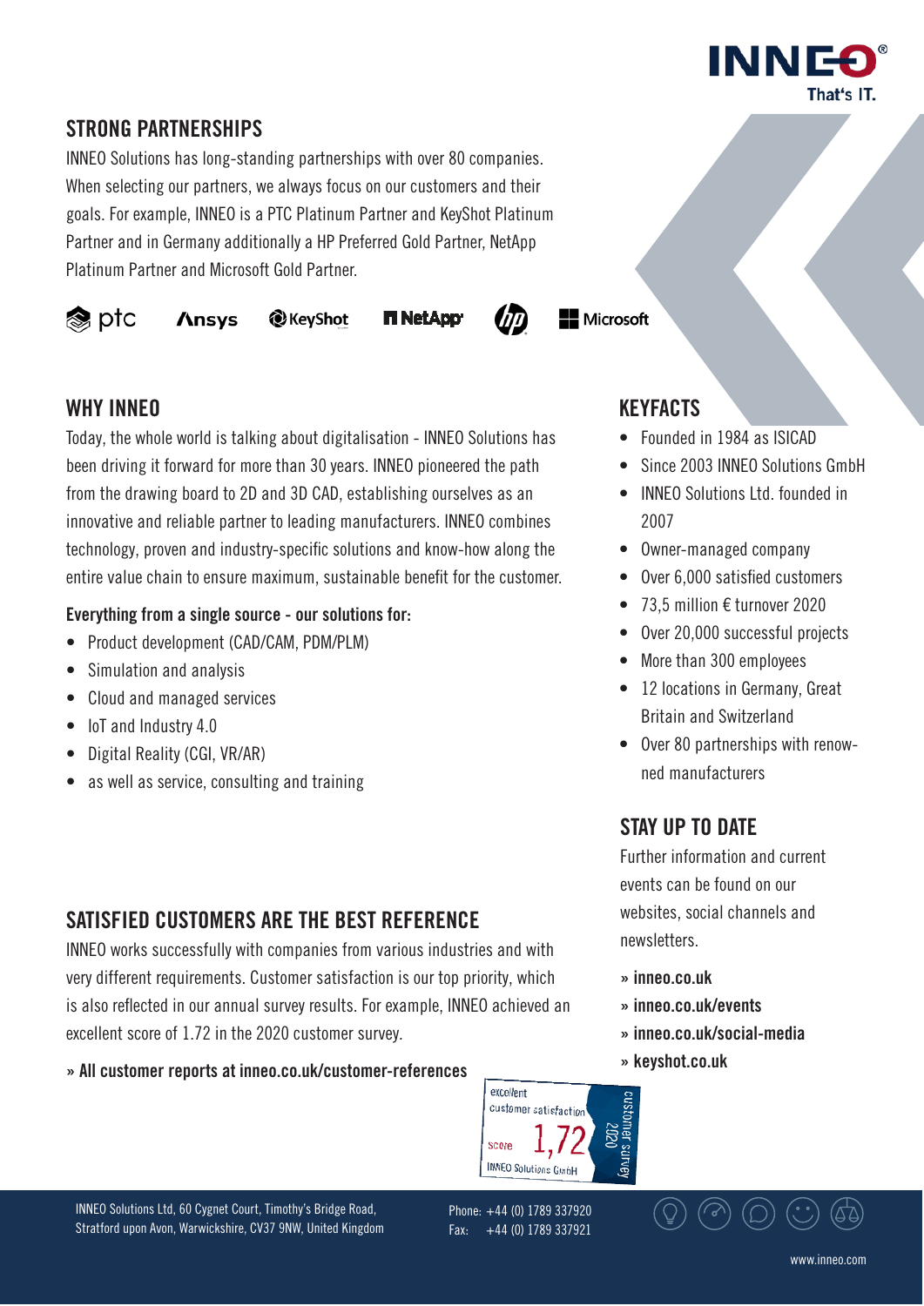## STRONG PARTNERSHIPS

INNEO Solutions has long-standing partnerships with over 80 companies. When selecting our partners, we always focus on our customers and their goals. For example, INNEO is a PTC Platinum Partner and KeyShot Platinum Partner and in Germany additionally a HP Preferred Gold Partner, NetApp Platinum Partner and Microsoft Gold Partner.

## WHY INNEO

Today, the whole world is talking about digitalisation - INNEO Solutions has been driving it forward for more than 30 years. INNEO pioneered the path from the drawing board to 2D and 3D CAD, establishing ourselves as an innovative and reliable partner to leading manufacturers. INNEO combines technology, proven and industry-specific solutions and know-how along the entire value chain to ensure maximum, sustainable benefit for the customer.

**Everything from a single source - our solutions for:**

- Product development (CAD/CAM, PDM/PLM)
- Simulation and analysis
- Cloud and managed services
- IoT and Industry 4.0
- Digital Reality (CGI, VR/AR)
- as well as service, consulting and training

## SATISFIED CUSTOMERS ARE THE BEST REFERENCE

INNEO works successfully with companies from various industries and with very different requirements. Customer satisfaction is our top priority, which is also reflected in our annual survey results. For example, INNEO achieved an excellent score of 1.72 in the 2020 customer survey.

**» All customer reports at inneo.co.uk/customer-references**

excellent customer satisfaction
score 1,72
INNEO Solutions GmbH
customer survey 2020

## KEYFACTS

- Founded in 1984 as ISICAD
- Since 2003 INNEO Solutions GmbH
- INNEO Solutions Ltd. founded in 2007
- Owner-managed company
- Over 6,000 satisfied customers
- 73,5 million € turnover 2020
- Over 20,000 successful projects
- More than 300 employees
- 12 locations in Germany, Great Britain and Switzerland
- Over 80 partnerships with renowned manufacturers

## STAY UP TO DATE

Further information and current events can be found on our websites, social channels and newsletters.

**» inneo.co.uk**
**» inneo.co.uk/events**
**» inneo.co.uk/social-media**
**» keyshot.co.uk**

INNEO Solutions Ltd, 60 Cygnet Court, Timothy's Bridge Road, Stratford upon Avon, Warwickshire, CV37 9NW, United Kingdom

Phone: +44 (0) 1789 337920
Fax: +44 (0) 1789 337921

www.inneo.com